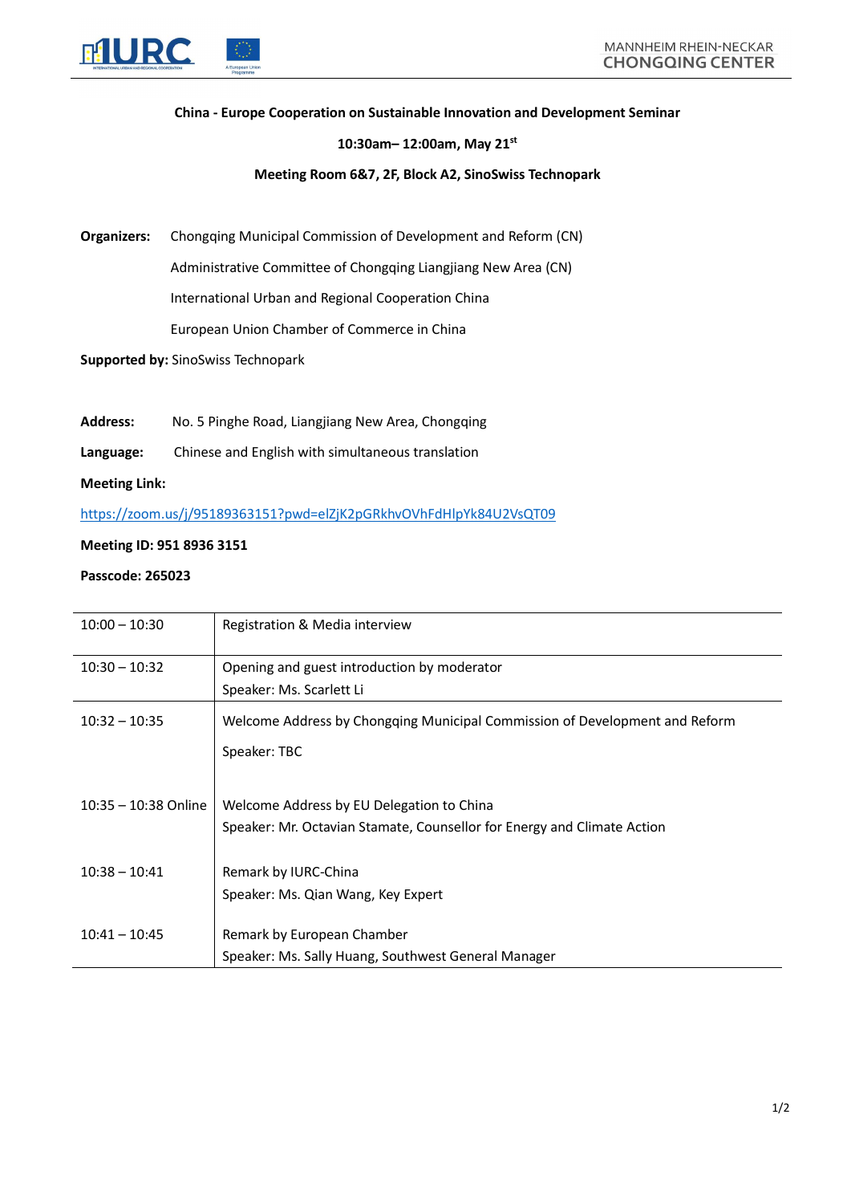**China - Europe Cooperation on Sustainable Innovation and Development Seminar**

**10:30am– 12:00am, May 21st**

**Meeting Room 6&7, 2F, Block A2, SinoSwiss Technopark**

**Organizers:** Chongqing Municipal Commission of Development and Reform (CN)

Administrative Committee of Chongqing Liangjiang New Area (CN)

International Urban and Regional Cooperation China

European Union Chamber of Commerce in China

**Supported by:** SinoSwiss Technopark

**Address:** No. 5 Pinghe Road, Liangjiang New Area, Chongqing

**Language:** Chinese and English with simultaneous translation

**Meeting Link:**

https://zoom.us/j/95189363151?pwd=elZjK2pGRkhvOVhFdHlpYk84U2VsQT09

**Meeting ID: 951 8936 3151**

**Passcode: 265023**

| | |
|---|---|
| 10:00 – 10:30 | Registration & Media interview |
| 10:30 – 10:32 | Opening and guest introduction by moderator<br>Speaker: Ms. Scarlett Li |
| 10:32 – 10:35 | Welcome Address by Chongqing Municipal Commission of Development and Reform<br>Speaker: TBC |
| 10:35 – 10:38 Online | Welcome Address by EU Delegation to China<br>Speaker: Mr. Octavian Stamate, Counsellor for Energy and Climate Action |
| 10:38 – 10:41 | Remark by IURC-China<br>Speaker: Ms. Qian Wang, Key Expert |
| 10:41 – 10:45 | Remark by European Chamber<br>Speaker: Ms. Sally Huang, Southwest General Manager |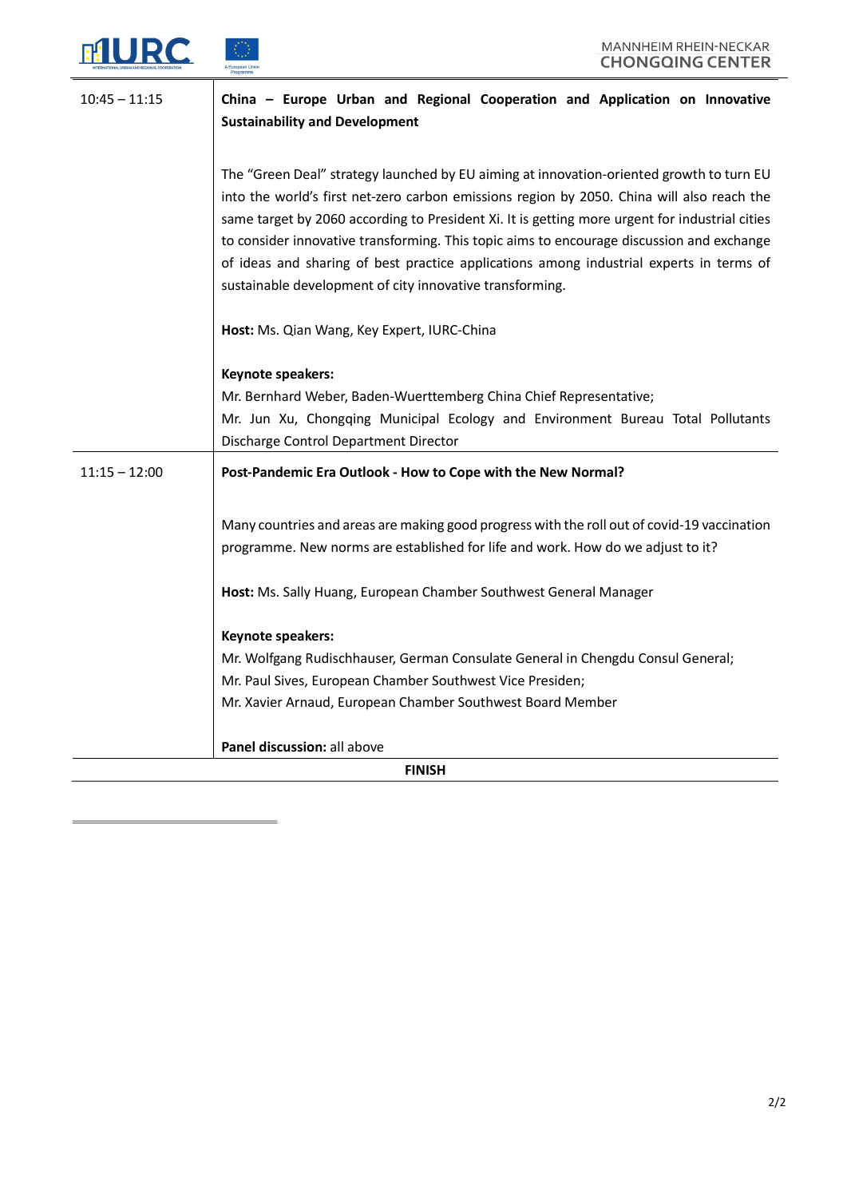| | |
|---|---|
| 10:45 – 11:15 | **China – Europe Urban and Regional Cooperation and Application on Innovative Sustainability and Development**<br><br>The "Green Deal" strategy launched by EU aiming at innovation-oriented growth to turn EU into the world's first net-zero carbon emissions region by 2050. China will also reach the same target by 2060 according to President Xi. It is getting more urgent for industrial cities to consider innovative transforming. This topic aims to encourage discussion and exchange of ideas and sharing of best practice applications among industrial experts in terms of sustainable development of city innovative transforming.<br><br>**Host:** Ms. Qian Wang, Key Expert, IURC-China<br><br>**Keynote speakers:**<br>Mr. Bernhard Weber, Baden-Wuerttemberg China Chief Representative;<br>Mr. Jun Xu, Chongqing Municipal Ecology and Environment Bureau Total Pollutants Discharge Control Department Director |
| 11:15 – 12:00 | **Post-Pandemic Era Outlook - How to Cope with the New Normal?**<br><br>Many countries and areas are making good progress with the roll out of covid-19 vaccination programme. New norms are established for life and work. How do we adjust to it?<br><br>**Host:** Ms. Sally Huang, European Chamber Southwest General Manager<br><br>**Keynote speakers:**<br>Mr. Wolfgang Rudischhauser, German Consulate General in Chengdu Consul General;<br>Mr. Paul Sives, European Chamber Southwest Vice Presiden;<br>Mr. Xavier Arnaud, European Chamber Southwest Board Member<br><br>**Panel discussion:** all above |

**FINISH**